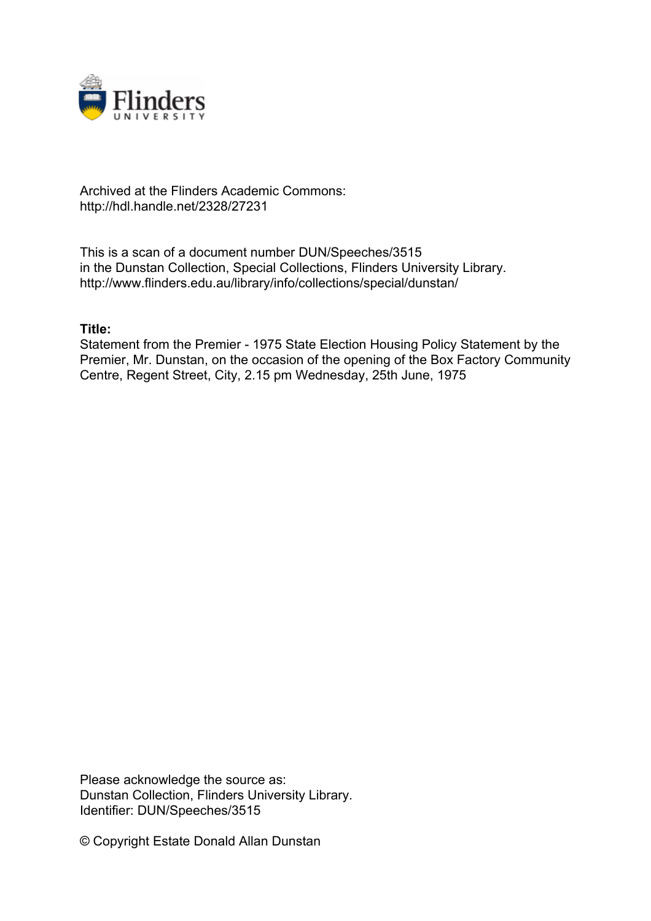Archived at the Flinders Academic Commons:
http://hdl.handle.net/2328/27231

This is a scan of a document number DUN/Speeches/3515
in the Dunstan Collection, Special Collections, Flinders University Library.
http://www.flinders.edu.au/library/info/collections/special/dunstan/

**Title:**
Statement from the Premier - 1975 State Election Housing Policy Statement by the Premier, Mr. Dunstan, on the occasion of the opening of the Box Factory Community Centre, Regent Street, City, 2.15 pm Wednesday, 25th June, 1975

Please acknowledge the source as:
Dunstan Collection, Flinders University Library.
Identifier: DUN/Speeches/3515

© Copyright Estate Donald Allan Dunstan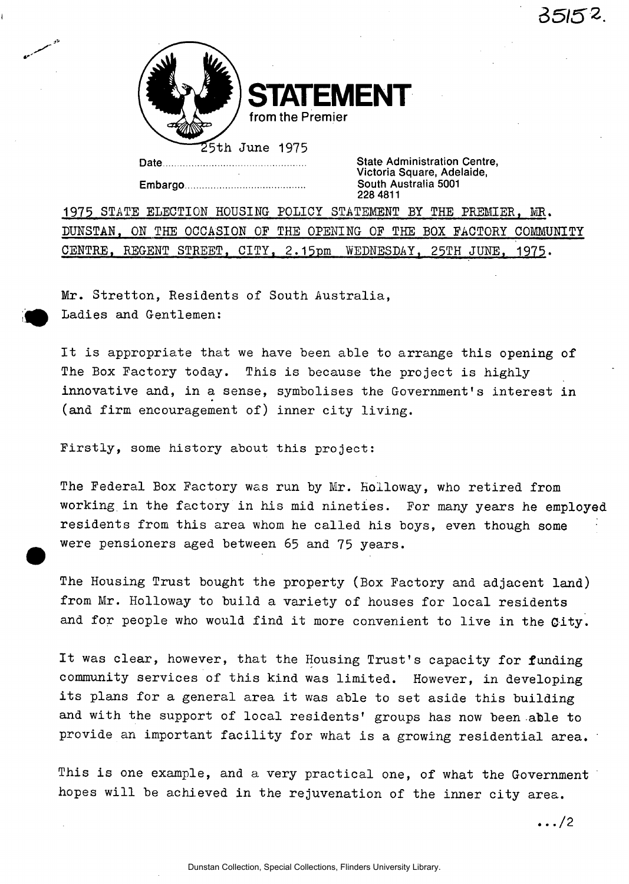35152.

**STATEMENT**
from the Premier

Date 25th June 1975

Embargo

State Administration Centre,
Victoria Square, Adelaide,
South Australia 5001
228 4811

1975 STATE ELECTION HOUSING POLICY STATEMENT BY THE PREMIER, MR. DUNSTAN, ON THE OCCASION OF THE OPENING OF THE BOX FACTORY COMMUNITY CENTRE, REGENT STREET, CITY, 2.15pm WEDNESDAY, 25TH JUNE, 1975.

Mr. Stretton, Residents of South Australia,
Ladies and Gentlemen:

It is appropriate that we have been able to arrange this opening of The Box Factory today. This is because the project is highly innovative and, in a sense, symbolises the Government's interest in (and firm encouragement of) inner city living.

Firstly, some history about this project:

The Federal Box Factory was run by Mr. Holloway, who retired from working in the factory in his mid nineties. For many years he employed residents from this area whom he called his boys, even though some were pensioners aged between 65 and 75 years.

The Housing Trust bought the property (Box Factory and adjacent land) from Mr. Holloway to build a variety of houses for local residents and for people who would find it more convenient to live in the City.

It was clear, however, that the Housing Trust's capacity for funding community services of this kind was limited. However, in developing its plans for a general area it was able to set aside this building and with the support of local residents' groups has now been able to provide an important facility for what is a growing residential area.

This is one example, and a very practical one, of what the Government hopes will be achieved in the rejuvenation of the inner city area.

.../2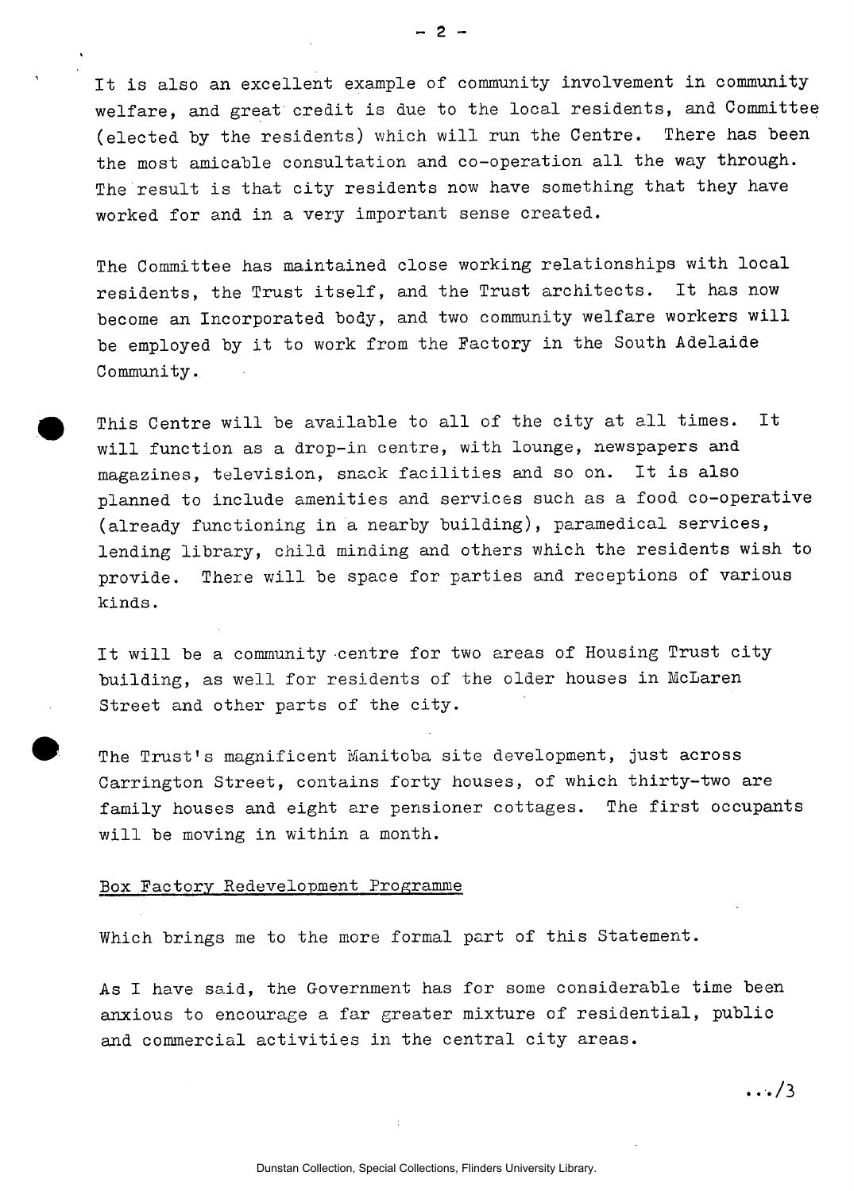It is also an excellent example of community involvement in community welfare, and great credit is due to the local residents, and Committee (elected by the residents) which will run the Centre. There has been the most amicable consultation and co-operation all the way through. The result is that city residents now have something that they have worked for and in a very important sense created.

The Committee has maintained close working relationships with local residents, the Trust itself, and the Trust architects. It has now become an Incorporated body, and two community welfare workers will be employed by it to work from the Factory in the South Adelaide Community.

This Centre will be available to all of the city at all times. It will function as a drop-in centre, with lounge, newspapers and magazines, television, snack facilities and so on. It is also planned to include amenities and services such as a food co-operative (already functioning in a nearby building), paramedical services, lending library, child minding and others which the residents wish to provide. There will be space for parties and receptions of various kinds.

It will be a community centre for two areas of Housing Trust city building, as well for residents of the older houses in McLaren Street and other parts of the city.

The Trust's magnificent Manitoba site development, just across Carrington Street, contains forty houses, of which thirty-two are family houses and eight are pensioner cottages. The first occupants will be moving in within a month.

## Box Factory Redevelopment Programme

Which brings me to the more formal part of this Statement.

As I have said, the Government has for some considerable time been anxious to encourage a far greater mixture of residential, public and commercial activities in the central city areas.

.../3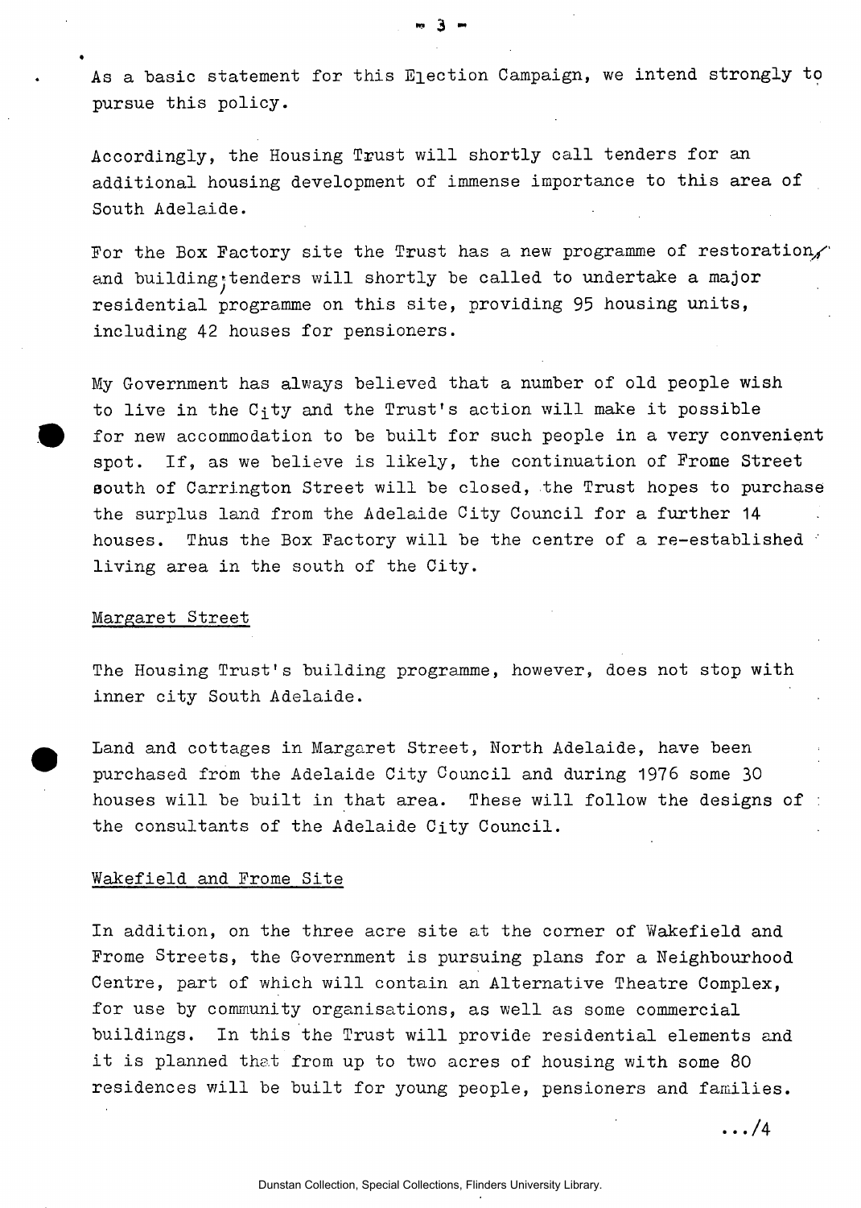As a basic statement for this Election Campaign, we intend strongly to pursue this policy.

Accordingly, the Housing Trust will shortly call tenders for an additional housing development of immense importance to this area of South Adelaide.

For the Box Factory site the Trust has a new programme of restoration, and building; tenders will shortly be called to undertake a major residential programme on this site, providing 95 housing units, including 42 houses for pensioners.

My Government has always believed that a number of old people wish to live in the City and the Trust's action will make it possible for new accommodation to be built for such people in a very convenient spot. If, as we believe is likely, the continuation of Frome Street south of Carrington Street will be closed, the Trust hopes to purchase the surplus land from the Adelaide City Council for a further 14 houses. Thus the Box Factory will be the centre of a re-established living area in the south of the City.

## Margaret Street

The Housing Trust's building programme, however, does not stop with inner city South Adelaide.

Land and cottages in Margaret Street, North Adelaide, have been purchased from the Adelaide City Council and during 1976 some 30 houses will be built in that area. These will follow the designs of the consultants of the Adelaide City Council.

## Wakefield and Frome Site

In addition, on the three acre site at the corner of Wakefield and Frome Streets, the Government is pursuing plans for a Neighbourhood Centre, part of which will contain an Alternative Theatre Complex, for use by community organisations, as well as some commercial buildings. In this the Trust will provide residential elements and it is planned that from up to two acres of housing with some 80 residences will be built for young people, pensioners and families.

.../4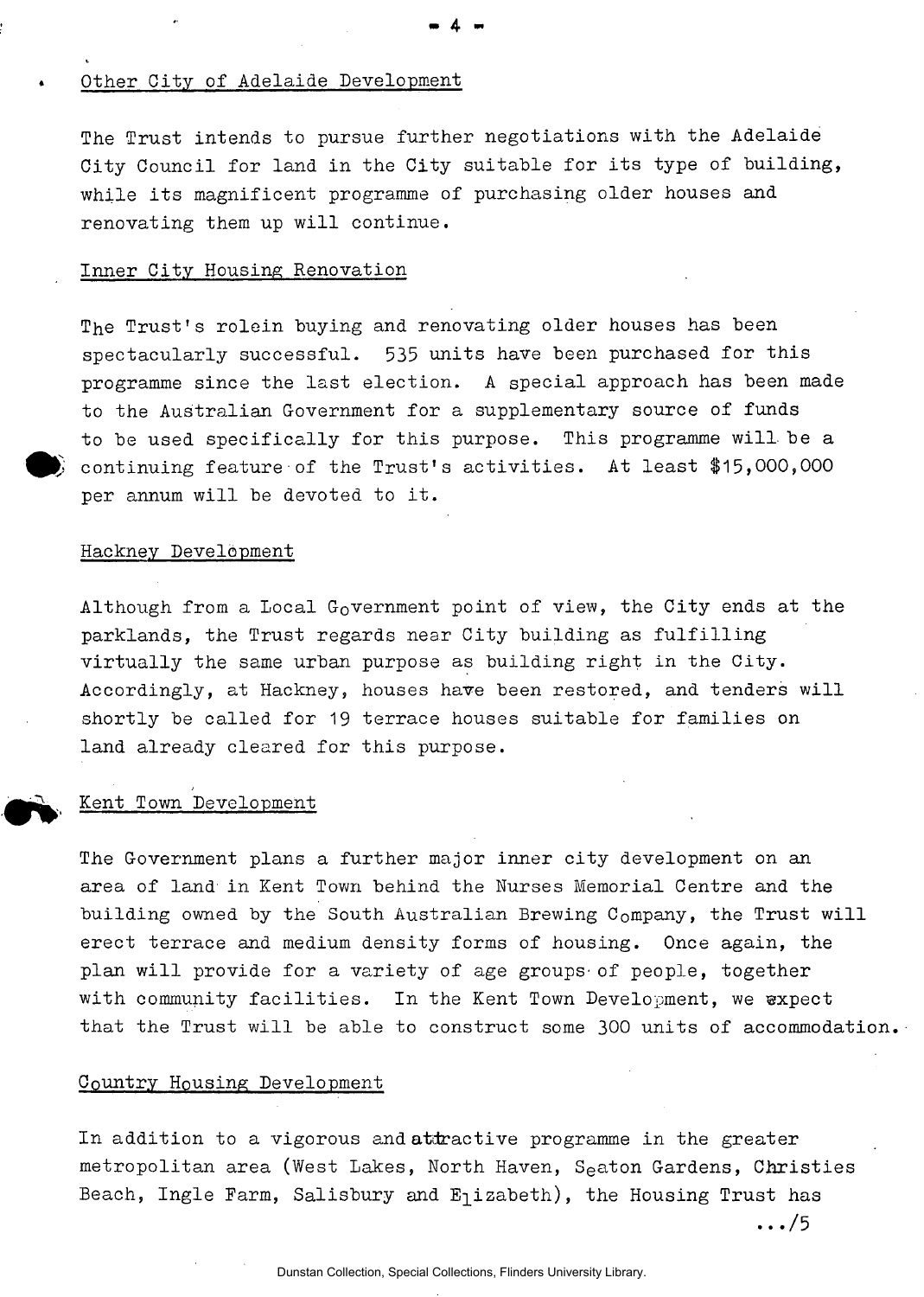Other City of Adelaide Development

The Trust intends to pursue further negotiations with the Adelaide City Council for land in the City suitable for its type of building, while its magnificent programme of purchasing older houses and renovating them up will continue.

Inner City Housing Renovation

The Trust's rolein buying and renovating older houses has been spectacularly successful. 535 units have been purchased for this programme since the last election. A special approach has been made to the Australian Government for a supplementary source of funds to be used specifically for this purpose. This programme will be a continuing feature of the Trust's activities. At least $15,000,000 per annum will be devoted to it.

Hackney Development

Although from a Local Government point of view, the City ends at the parklands, the Trust regards near City building as fulfilling virtually the same urban purpose as building right in the City. Accordingly, at Hackney, houses have been restored, and tenders will shortly be called for 19 terrace houses suitable for families on land already cleared for this purpose.

Kent Town Development

The Government plans a further major inner city development on an area of land in Kent Town behind the Nurses Memorial Centre and the building owned by the South Australian Brewing Company, the Trust will erect terrace and medium density forms of housing. Once again, the plan will provide for a variety of age groups of people, together with community facilities. In the Kent Town Development, we expect that the Trust will be able to construct some 300 units of accommodation.

Country Housing Development

In addition to a vigorous and attractive programme in the greater metropolitan area (West Lakes, North Haven, Seaton Gardens, Christies Beach, Ingle Farm, Salisbury and Elizabeth), the Housing Trust has

.../5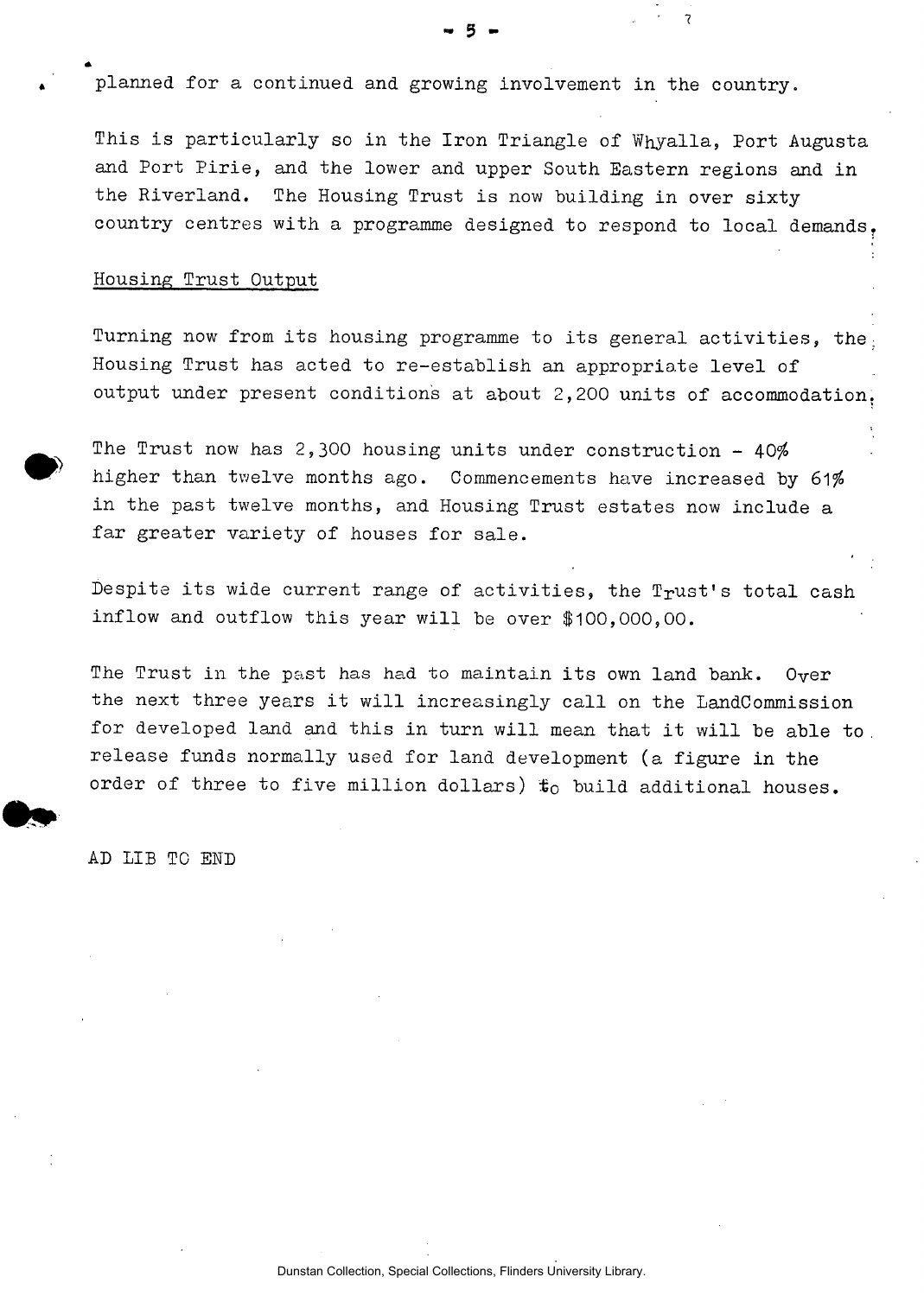planned for a continued and growing involvement in the country.

This is particularly so in the Iron Triangle of Whyalla, Port Augusta and Port Pirie, and the lower and upper South Eastern regions and in the Riverland. The Housing Trust is now building in over sixty country centres with a programme designed to respond to local demands.

Housing Trust Output

Turning now from its housing programme to its general activities, the Housing Trust has acted to re-establish an appropriate level of output under present conditions at about 2,200 units of accommodation.

The Trust now has 2,300 housing units under construction - 40% higher than twelve months ago. Commencements have increased by 61% in the past twelve months, and Housing Trust estates now include a far greater variety of houses for sale.

Despite its wide current range of activities, the Trust's total cash inflow and outflow this year will be over $100,000,00.

The Trust in the past has had to maintain its own land bank. Over the next three years it will increasingly call on the LandCommission for developed land and this in turn will mean that it will be able to release funds normally used for land development (a figure in the order of three to five million dollars) to build additional houses.

AD LIB TO END